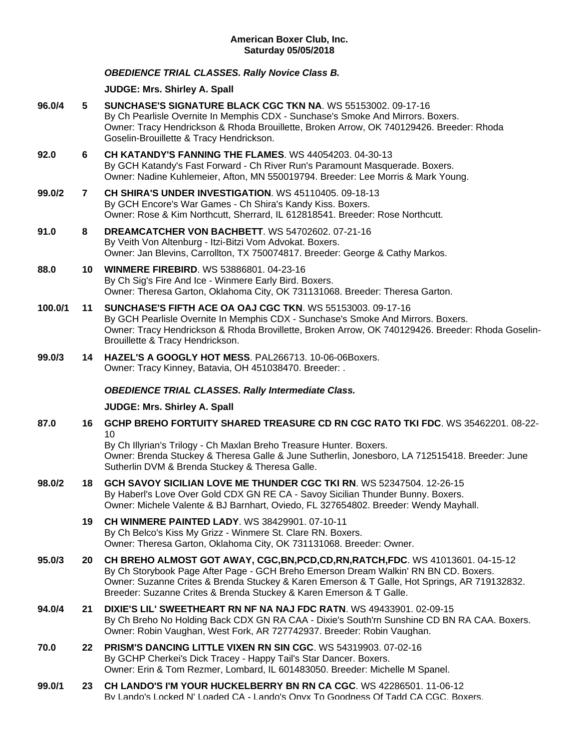**American Boxer Club, Inc.**
**Saturday 05/05/2018**

***OBEDIENCE TRIAL CLASSES. Rally Novice Class B.***

**JUDGE: Mrs. Shirley A. Spall**

**96.0/4** **5** **SUNCHASE'S SIGNATURE BLACK CGC TKN NA**. WS 55153002. 09-17-16
By Ch Pearlisle Overnite In Memphis CDX - Sunchase's Smoke And Mirrors. Boxers.
Owner: Tracy Hendrickson & Rhoda Brouillette, Broken Arrow, OK 740129426. Breeder: Rhoda Goselin-Brouillette & Tracy Hendrickson.

**92.0** **6** **CH KATANDY'S FANNING THE FLAMES**. WS 44054203. 04-30-13
By GCH Katandy's Fast Forward - Ch River Run's Paramount Masquerade. Boxers.
Owner: Nadine Kuhlemeier, Afton, MN 550019794. Breeder: Lee Morris & Mark Young.

**99.0/2** **7** **CH SHIRA'S UNDER INVESTIGATION**. WS 45110405. 09-18-13
By GCH Encore's War Games - Ch Shira's Kandy Kiss. Boxers.
Owner: Rose & Kim Northcutt, Sherrard, IL 612818541. Breeder: Rose Northcutt.

**91.0** **8** **DREAMCATCHER VON BACHBETT**. WS 54702602. 07-21-16
By Veith Von Altenburg - Itzi-Bitzi Vom Advokat. Boxers.
Owner: Jan Blevins, Carrollton, TX 750074817. Breeder: George & Cathy Markos.

**88.0** **10** **WINMERE FIREBIRD**. WS 53886801. 04-23-16
By Ch Sig's Fire And Ice - Winmere Early Bird. Boxers.
Owner: Theresa Garton, Oklahoma City, OK 731131068. Breeder: Theresa Garton.

**100.0/1** **11** **SUNCHASE'S FIFTH ACE OA OAJ CGC TKN**. WS 55153003. 09-17-16
By GCH Pearlisle Overnite In Memphis CDX - Sunchase's Smoke And Mirrors. Boxers.
Owner: Tracy Hendrickson & Rhoda Brovillette, Broken Arrow, OK 740129426. Breeder: Rhoda Goselin-Brouillette & Tracy Hendrickson.

**99.0/3** **14** **HAZEL'S A GOOGLY HOT MESS**. PAL266713. 10-06-06Boxers.
Owner: Tracy Kinney, Batavia, OH 451038470. Breeder: .

***OBEDIENCE TRIAL CLASSES. Rally Intermediate Class.***

**JUDGE: Mrs. Shirley A. Spall**

**87.0** **16** **GCHP BREHO FORTUITY SHARED TREASURE CD RN CGC RATO TKI FDC**. WS 35462201. 08-22-10
By Ch Illyrian's Trilogy - Ch Maxlan Breho Treasure Hunter. Boxers.
Owner: Brenda Stuckey & Theresa Galle & June Sutherlin, Jonesboro, LA 712515418. Breeder: June Sutherlin DVM & Brenda Stuckey & Theresa Galle.

**98.0/2** **18** **GCH SAVOY SICILIAN LOVE ME THUNDER CGC TKI RN**. WS 52347504. 12-26-15
By Haberl's Love Over Gold CDX GN RE CA - Savoy Sicilian Thunder Bunny. Boxers.
Owner: Michele Valente & BJ Barnhart, Oviedo, FL 327654802. Breeder: Wendy Mayhall.

**19** **CH WINMERE PAINTED LADY**. WS 38429901. 07-10-11
By Ch Belco's Kiss My Grizz - Winmere St. Clare RN. Boxers.
Owner: Theresa Garton, Oklahoma City, OK 731131068. Breeder: Owner.

**95.0/3** **20** **CH BREHO ALMOST GOT AWAY, CGC,BN,PCD,CD,RN,RATCH,FDC**. WS 41013601. 04-15-12
By Ch Storybook Page After Page - GCH Breho Emerson Dream Walkin' RN BN CD. Boxers.
Owner: Suzanne Crites & Brenda Stuckey & Karen Emerson & T Galle, Hot Springs, AR 719132832. Breeder: Suzanne Crites & Brenda Stuckey & Karen Emerson & T Galle.

**94.0/4** **21** **DIXIE'S LIL' SWEETHEART RN NF NA NAJ FDC RATN**. WS 49433901. 02-09-15
By Ch Breho No Holding Back CDX GN RA CAA - Dixie's South'rn Sunshine CD BN RA CAA. Boxers.
Owner: Robin Vaughan, West Fork, AR 727742937. Breeder: Robin Vaughan.

**70.0** **22** **PRISM'S DANCING LITTLE VIXEN RN SIN CGC**. WS 54319903. 07-02-16
By GCHP Cherkei's Dick Tracey - Happy Tail's Star Dancer. Boxers.
Owner: Erin & Tom Rezmer, Lombard, IL 601483050. Breeder: Michelle M Spanel.

**99.0/1** **23** **CH LANDO'S I'M YOUR HUCKELBERRY BN RN CA CGC**. WS 42286501. 11-06-12
By Lando's Locked N' Loaded CA - Lando's Onyx To Goodness Of Tadd CA CGC. Boxers.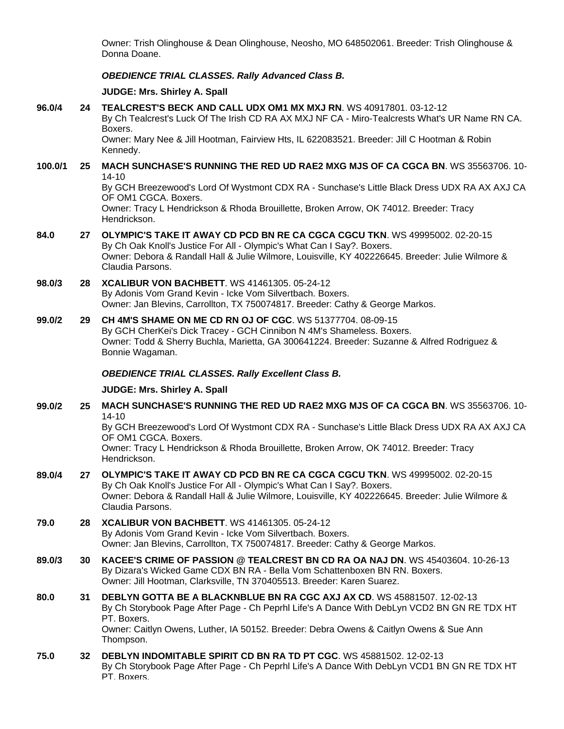Owner: Trish Olinghouse & Dean Olinghouse, Neosho, MO 648502061. Breeder: Trish Olinghouse & Donna Doane.

***OBEDIENCE TRIAL CLASSES. Rally Advanced Class B.***

**JUDGE: Mrs. Shirley A. Spall**

**96.0/4** **24** **TEALCREST'S BECK AND CALL UDX OM1 MX MXJ RN**. WS 40917801. 03-12-12
By Ch Tealcrest's Luck Of The Irish CD RA AX MXJ NF CA - Miro-Tealcrests What's UR Name RN CA. Boxers.
Owner: Mary Nee & Jill Hootman, Fairview Hts, IL 622083521. Breeder: Jill C Hootman & Robin Kennedy.

**100.0/1** **25** **MACH SUNCHASE'S RUNNING THE RED UD RAE2 MXG MJS OF CA CGCA BN**. WS 35563706. 10-14-10
By GCH Breezewood's Lord Of Wystmont CDX RA - Sunchase's Little Black Dress UDX RA AX AXJ CA OF OM1 CGCA. Boxers.
Owner: Tracy L Hendrickson & Rhoda Brouillette, Broken Arrow, OK 74012. Breeder: Tracy Hendrickson.

**84.0** **27** **OLYMPIC'S TAKE IT AWAY CD PCD BN RE CA CGCA CGCU TKN**. WS 49995002. 02-20-15
By Ch Oak Knoll's Justice For All - Olympic's What Can I Say?. Boxers.
Owner: Debora & Randall Hall & Julie Wilmore, Louisville, KY 402226645. Breeder: Julie Wilmore & Claudia Parsons.

**98.0/3** **28** **XCALIBUR VON BACHBETT**. WS 41461305. 05-24-12
By Adonis Vom Grand Kevin - Icke Vom Silvertbach. Boxers.
Owner: Jan Blevins, Carrollton, TX 750074817. Breeder: Cathy & George Markos.

**99.0/2** **29** **CH 4M'S SHAME ON ME CD RN OJ OF CGC**. WS 51377704. 08-09-15
By GCH CherKei's Dick Tracey - GCH Cinnibon N 4M's Shameless. Boxers.
Owner: Todd & Sherry Buchla, Marietta, GA 300641224. Breeder: Suzanne & Alfred Rodriguez & Bonnie Wagaman.

***OBEDIENCE TRIAL CLASSES. Rally Excellent Class B.***

**JUDGE: Mrs. Shirley A. Spall**

**99.0/2** **25** **MACH SUNCHASE'S RUNNING THE RED UD RAE2 MXG MJS OF CA CGCA BN**. WS 35563706. 10-14-10
By GCH Breezewood's Lord Of Wystmont CDX RA - Sunchase's Little Black Dress UDX RA AX AXJ CA OF OM1 CGCA. Boxers.
Owner: Tracy L Hendrickson & Rhoda Brouillette, Broken Arrow, OK 74012. Breeder: Tracy Hendrickson.

**89.0/4** **27** **OLYMPIC'S TAKE IT AWAY CD PCD BN RE CA CGCA CGCU TKN**. WS 49995002. 02-20-15
By Ch Oak Knoll's Justice For All - Olympic's What Can I Say?. Boxers.
Owner: Debora & Randall Hall & Julie Wilmore, Louisville, KY 402226645. Breeder: Julie Wilmore & Claudia Parsons.

**79.0** **28** **XCALIBUR VON BACHBETT**. WS 41461305. 05-24-12
By Adonis Vom Grand Kevin - Icke Vom Silvertbach. Boxers.
Owner: Jan Blevins, Carrollton, TX 750074817. Breeder: Cathy & George Markos.

**89.0/3** **30** **KACEE'S CRIME OF PASSION @ TEALCREST BN CD RA OA NAJ DN**. WS 45403604. 10-26-13
By Dizara's Wicked Game CDX BN RA - Bella Vom Schattenboxen BN RN. Boxers.
Owner: Jill Hootman, Clarksville, TN 370405513. Breeder: Karen Suarez.

**80.0** **31** **DEBLYN GOTTA BE A BLACKNBLUE BN RA CGC AXJ AX CD**. WS 45881507. 12-02-13
By Ch Storybook Page After Page - Ch Peprhl Life's A Dance With DebLyn VCD2 BN GN RE TDX HT PT. Boxers.
Owner: Caitlyn Owens, Luther, IA 50152. Breeder: Debra Owens & Caitlyn Owens & Sue Ann Thompson.

**75.0** **32** **DEBLYN INDOMITABLE SPIRIT CD BN RA TD PT CGC**. WS 45881502. 12-02-13
By Ch Storybook Page After Page - Ch Peprhl Life's A Dance With DebLyn VCD1 BN GN RE TDX HT PT. Boxers.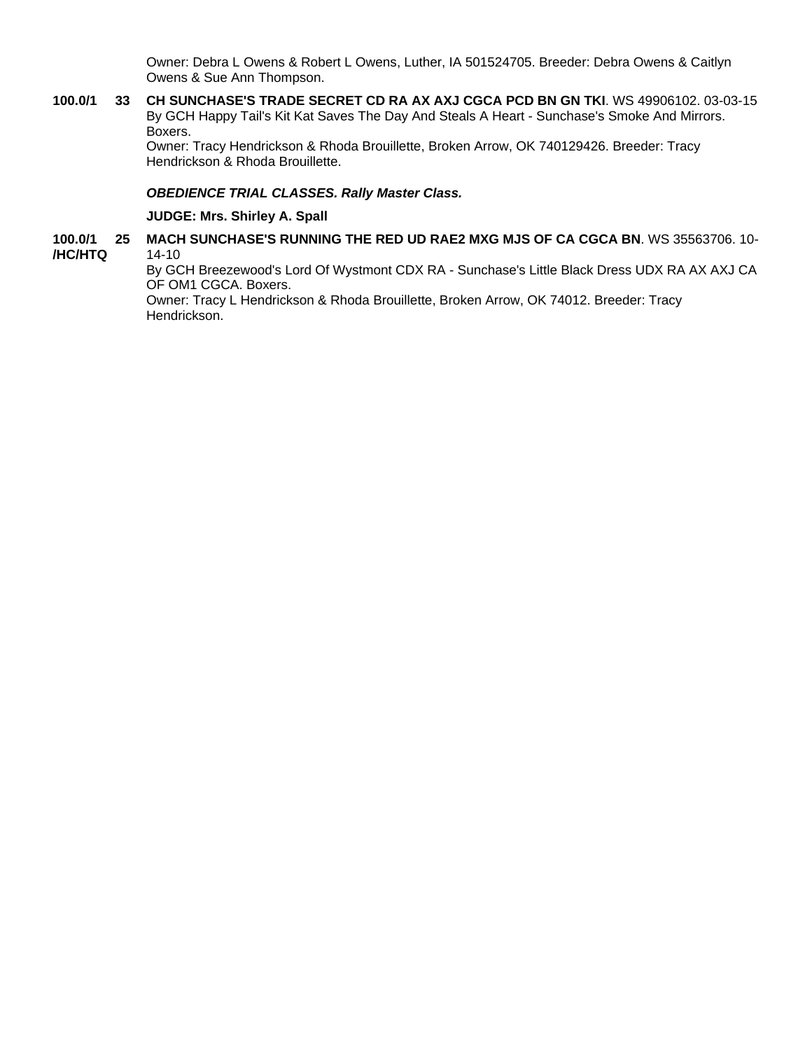Owner: Debra L Owens & Robert L Owens, Luther, IA 501524705. Breeder: Debra Owens & Caitlyn Owens & Sue Ann Thompson.

**100.0/1** **33** **CH SUNCHASE'S TRADE SECRET CD RA AX AXJ CGCA PCD BN GN TKI**. WS 49906102. 03-03-15 By GCH Happy Tail's Kit Kat Saves The Day And Steals A Heart - Sunchase's Smoke And Mirrors. Boxers.
Owner: Tracy Hendrickson & Rhoda Brouillette, Broken Arrow, OK 740129426. Breeder: Tracy Hendrickson & Rhoda Brouillette.

***OBEDIENCE TRIAL CLASSES. Rally Master Class.***

**JUDGE: Mrs. Shirley A. Spall**

**100.0/1 /HC/HTQ** **25** **MACH SUNCHASE'S RUNNING THE RED UD RAE2 MXG MJS OF CA CGCA BN**. WS 35563706. 10-14-10
By GCH Breezewood's Lord Of Wystmont CDX RA - Sunchase's Little Black Dress UDX RA AX AXJ CA OF OM1 CGCA. Boxers.
Owner: Tracy L Hendrickson & Rhoda Brouillette, Broken Arrow, OK 74012. Breeder: Tracy Hendrickson.